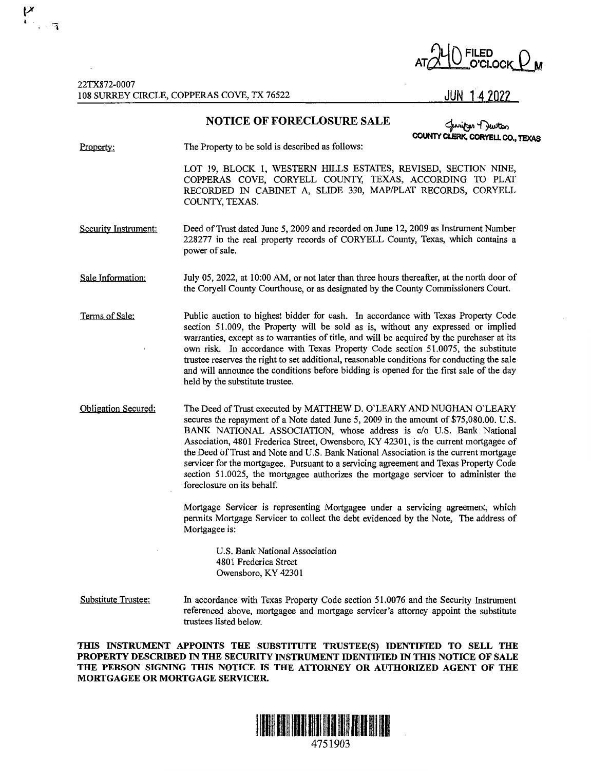FILED AT 2:40 O'CLOCK P M

22TX872-0007
108 SURREY CIRCLE, COPPERAS COVE, TX 76522

JUN 14 2022

# NOTICE OF FORECLOSURE SALE

COUNTY CLERK, CORYELL CO., TEXAS

Property: The Property to be sold is described as follows:

LOT 19, BLOCK 1, WESTERN HILLS ESTATES, REVISED, SECTION NINE, COPPERAS COVE, CORYELL COUNTY, TEXAS, ACCORDING TO PLAT RECORDED IN CABINET A, SLIDE 330, MAP/PLAT RECORDS, CORYELL COUNTY, TEXAS.

Security Instrument: Deed of Trust dated June 5, 2009 and recorded on June 12, 2009 as Instrument Number 228277 in the real property records of CORYELL County, Texas, which contains a power of sale.

Sale Information: July 05, 2022, at 10:00 AM, or not later than three hours thereafter, at the north door of the Coryell County Courthouse, or as designated by the County Commissioners Court.

Terms of Sale: Public auction to highest bidder for cash. In accordance with Texas Property Code section 51.009, the Property will be sold as is, without any expressed or implied warranties, except as to warranties of title, and will be acquired by the purchaser at its own risk. In accordance with Texas Property Code section 51.0075, the substitute trustee reserves the right to set additional, reasonable conditions for conducting the sale and will announce the conditions before bidding is opened for the first sale of the day held by the substitute trustee.

Obligation Secured: The Deed of Trust executed by MATTHEW D. O'LEARY AND NUGHAN O'LEARY secures the repayment of a Note dated June 5, 2009 in the amount of $75,080.00. U.S. BANK NATIONAL ASSOCIATION, whose address is c/o U.S. Bank National Association, 4801 Frederica Street, Owensboro, KY 42301, is the current mortgagee of the Deed of Trust and Note and U.S. Bank National Association is the current mortgage servicer for the mortgagee. Pursuant to a servicing agreement and Texas Property Code section 51.0025, the mortgagee authorizes the mortgage servicer to administer the foreclosure on its behalf.

Mortgage Servicer is representing Mortgagee under a servicing agreement, which permits Mortgage Servicer to collect the debt evidenced by the Note, The address of Mortgagee is:

U.S. Bank National Association
4801 Frederica Street
Owensboro, KY 42301

Substitute Trustee: In accordance with Texas Property Code section 51.0076 and the Security Instrument referenced above, mortgagee and mortgage servicer's attorney appoint the substitute trustees listed below.

**THIS INSTRUMENT APPOINTS THE SUBSTITUTE TRUSTEE(S) IDENTIFIED TO SELL THE PROPERTY DESCRIBED IN THE SECURITY INSTRUMENT IDENTIFIED IN THIS NOTICE OF SALE THE PERSON SIGNING THIS NOTICE IS THE ATTORNEY OR AUTHORIZED AGENT OF THE MORTGAGEE OR MORTGAGE SERVICER.**

4751903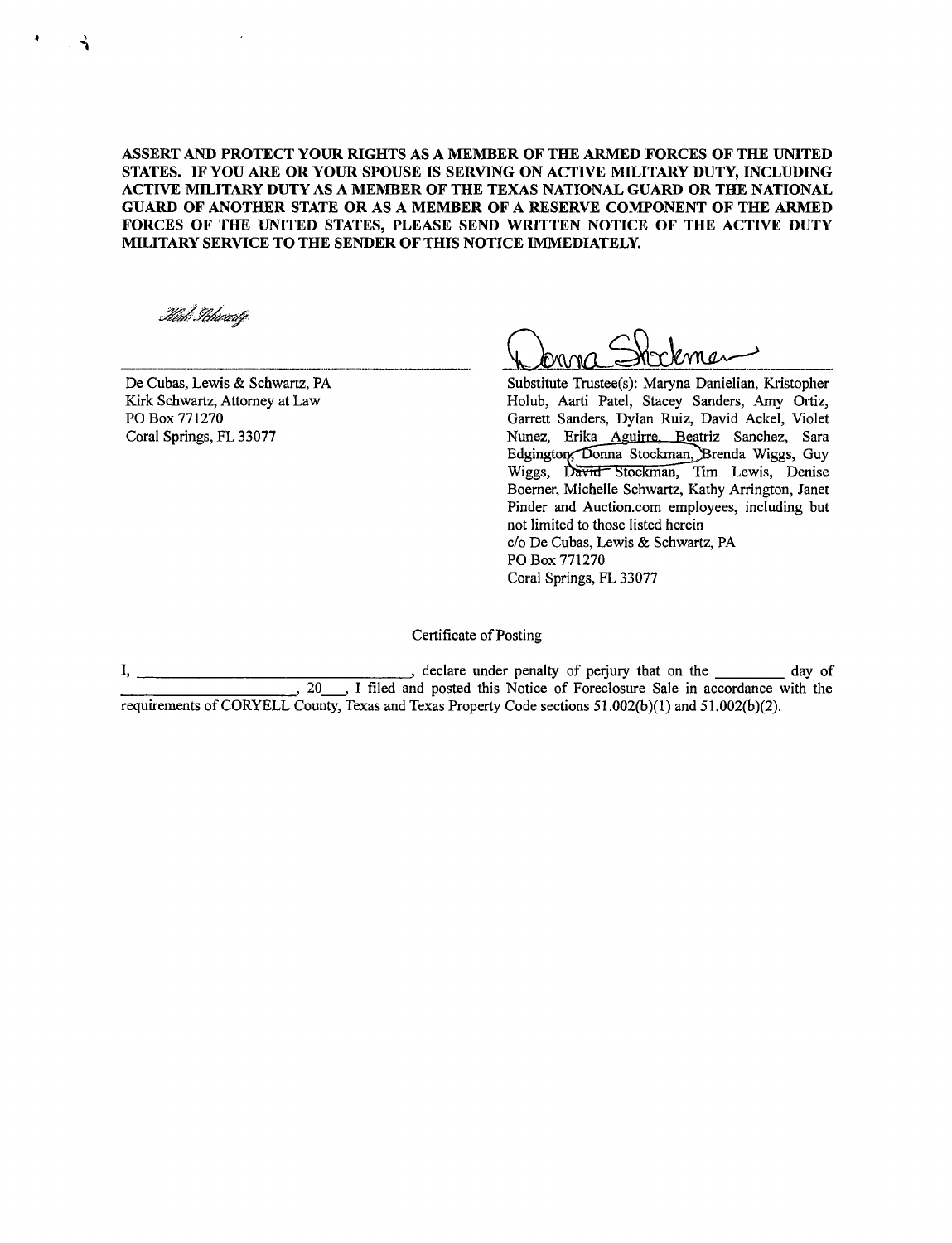**ASSERT AND PROTECT YOUR RIGHTS AS A MEMBER OF THE ARMED FORCES OF THE UNITED STATES. IF YOU ARE OR YOUR SPOUSE IS SERVING ON ACTIVE MILITARY DUTY, INCLUDING ACTIVE MILITARY DUTY AS A MEMBER OF THE TEXAS NATIONAL GUARD OR THE NATIONAL GUARD OF ANOTHER STATE OR AS A MEMBER OF A RESERVE COMPONENT OF THE ARMED FORCES OF THE UNITED STATES, PLEASE SEND WRITTEN NOTICE OF THE ACTIVE DUTY MILITARY SERVICE TO THE SENDER OF THIS NOTICE IMMEDIATELY.**

Kirk Schwartz

De Cubas, Lewis & Schwartz, PA
Kirk Schwartz, Attorney at Law
PO Box 771270
Coral Springs, FL 33077

Donna Stockman

Substitute Trustee(s): Maryna Danielian, Kristopher Holub, Aarti Patel, Stacey Sanders, Amy Ortiz, Garrett Sanders, Dylan Ruiz, David Ackel, Violet Nunez, Erika Aguirre, Beatriz Sanchez, Sara Edgington, Donna Stockman, Brenda Wiggs, Guy Wiggs, ~~David Stockman~~, Tim Lewis, Denise Boerner, Michelle Schwartz, Kathy Arrington, Janet Pinder and Auction.com employees, including but not limited to those listed herein
c/o De Cubas, Lewis & Schwartz, PA
PO Box 771270
Coral Springs, FL 33077

Certificate of Posting

I, ______________________________, declare under penalty of perjury that on the ________ day of ____________________, 20___, I filed and posted this Notice of Foreclosure Sale in accordance with the requirements of CORYELL County, Texas and Texas Property Code sections 51.002(b)(1) and 51.002(b)(2).